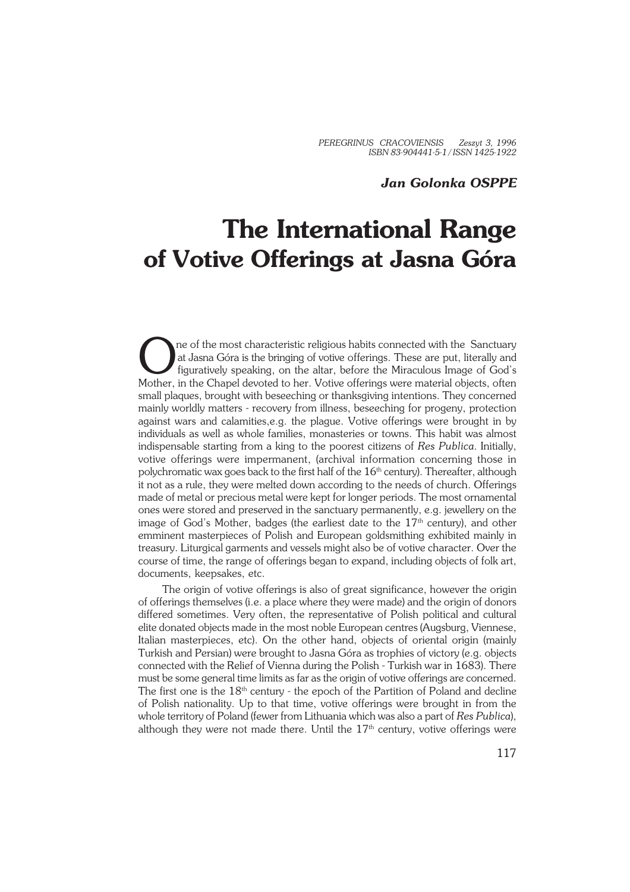*Jan Golonka OSPPE*

# The International Range of Votive Offerings at Jasna Góra

One of the most characteristic religious habits connected with the Sanctuary at Jasna Góra is the bringing of votive offerings. These are put, literally and figuratively speaking, on the altar, before the Miraculous Image of God's Mother, in the Chapel devoted to her. Votive offerings were material objects, often small plaques, brought with beseeching or thanksgiving intentions. They concerned mainly worldly matters - recovery from illness, beseeching for progeny, protection against wars and calamities,e.g. the plague. Votive offerings were brought in by individuals as well as whole families, monasteries or towns. This habit was almost indispensable starting from a king to the poorest citizens of *Res Publica*. Initially, votive offerings were impermanent, (archival information concerning those in polychromatic wax goes back to the first half of the 16th century). Thereafter, although it not as a rule, they were melted down according to the needs of church. Offerings made of metal or precious metal were kept for longer periods. The most ornamental ones were stored and preserved in the sanctuary permanently, e.g. jewellery on the image of God's Mother, badges (the earliest date to the 17th century), and other emminent masterpieces of Polish and European goldsmithing exhibited mainly in treasury. Liturgical garments and vessels might also be of votive character. Over the course of time, the range of offerings began to expand, including objects of folk art, documents, keepsakes, etc.

The origin of votive offerings is also of great significance, however the origin of offerings themselves (i.e. a place where they were made) and the origin of donors differed sometimes. Very often, the representative of Polish political and cultural elite donated objects made in the most noble European centres (Augsburg, Viennese, Italian masterpieces, etc). On the other hand, objects of oriental origin (mainly Turkish and Persian) were brought to Jasna Góra as trophies of victory (e.g. objects connected with the Relief of Vienna during the Polish - Turkish war in 1683). There must be some general time limits as far as the origin of votive offerings are concerned. The first one is the 18th century - the epoch of the Partition of Poland and decline of Polish nationality. Up to that time, votive offerings were brought in from the whole territory of Poland (fewer from Lithuania which was also a part of *Res Publica*), although they were not made there. Until the 17th century, votive offerings were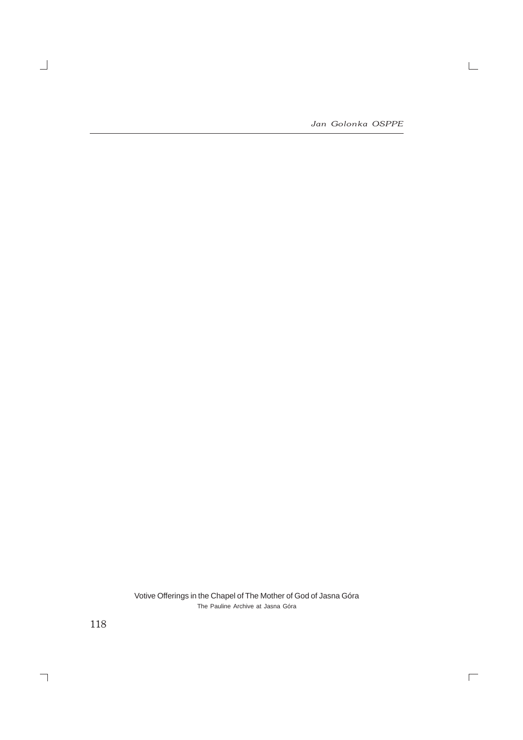Votive Offerings in the Chapel of The Mother of God of Jasna Góra

The Pauline Archive at Jasna Góra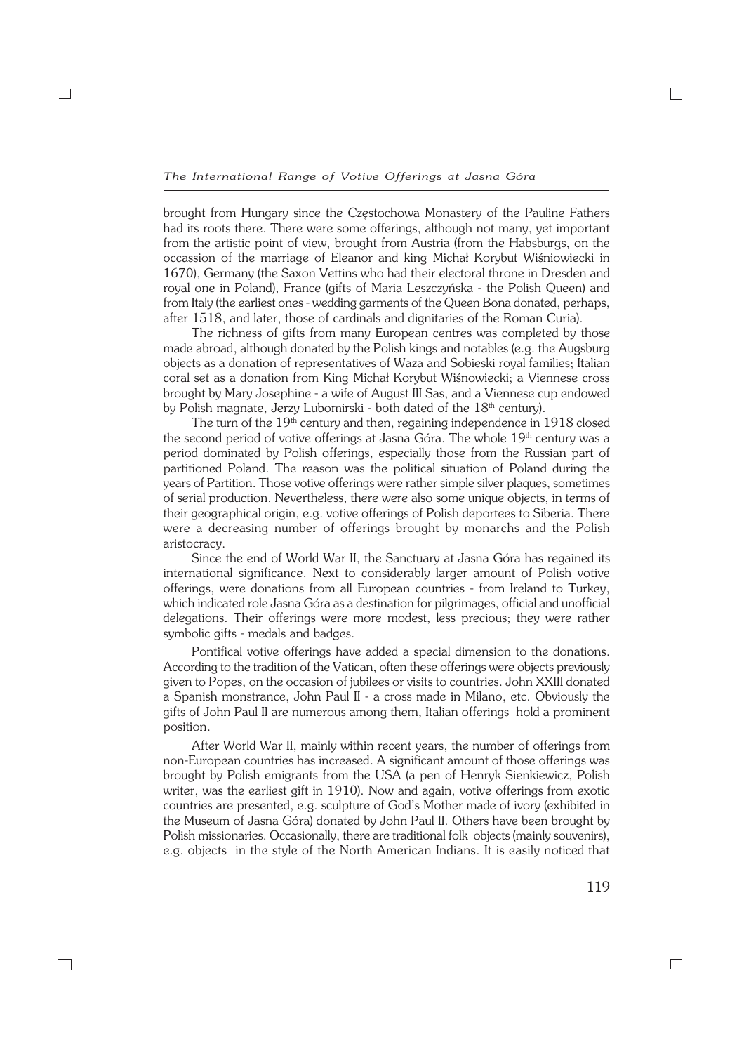brought from Hungary since the Częstochowa Monastery of the Pauline Fathers had its roots there. There were some offerings, although not many, yet important from the artistic point of view, brought from Austria (from the Habsburgs, on the occassion of the marriage of Eleanor and king Michał Korybut Wiśniowiecki in 1670), Germany (the Saxon Vettins who had their electoral throne in Dresden and royal one in Poland), France (gifts of Maria Leszczyńska - the Polish Queen) and from Italy (the earliest ones - wedding garments of the Queen Bona donated, perhaps, after 1518, and later, those of cardinals and dignitaries of the Roman Curia).

The richness of gifts from many European centres was completed by those made abroad, although donated by the Polish kings and notables (e.g. the Augsburg objects as a donation of representatives of Waza and Sobieski royal families; Italian coral set as a donation from King Michał Korybut Wiśnowiecki; a Viennese cross brought by Mary Josephine - a wife of August III Sas, and a Viennese cup endowed by Polish magnate, Jerzy Lubomirski - both dated of the 18th century).

The turn of the 19th century and then, regaining independence in 1918 closed the second period of votive offerings at Jasna Góra. The whole 19th century was a period dominated by Polish offerings, especially those from the Russian part of partitioned Poland. The reason was the political situation of Poland during the years of Partition. Those votive offerings were rather simple silver plaques, sometimes of serial production. Nevertheless, there were also some unique objects, in terms of their geographical origin, e.g. votive offerings of Polish deportees to Siberia. There were a decreasing number of offerings brought by monarchs and the Polish aristocracy.

Since the end of World War II, the Sanctuary at Jasna Góra has regained its international significance. Next to considerably larger amount of Polish votive offerings, were donations from all European countries - from Ireland to Turkey, which indicated role Jasna Góra as a destination for pilgrimages, official and unofficial delegations. Their offerings were more modest, less precious; they were rather symbolic gifts - medals and badges.

Pontifical votive offerings have added a special dimension to the donations. According to the tradition of the Vatican, often these offerings were objects previously given to Popes, on the occasion of jubilees or visits to countries. John XXIII donated a Spanish monstrance, John Paul II - a cross made in Milano, etc. Obviously the gifts of John Paul II are numerous among them, Italian offerings hold a prominent position.

After World War II, mainly within recent years, the number of offerings from non-European countries has increased. A significant amount of those offerings was brought by Polish emigrants from the USA (a pen of Henryk Sienkiewicz, Polish writer, was the earliest gift in 1910). Now and again, votive offerings from exotic countries are presented, e.g. sculpture of God's Mother made of ivory (exhibited in the Museum of Jasna Góra) donated by John Paul II. Others have been brought by Polish missionaries. Occasionally, there are traditional folk objects (mainly souvenirs), e.g. objects in the style of the North American Indians. It is easily noticed that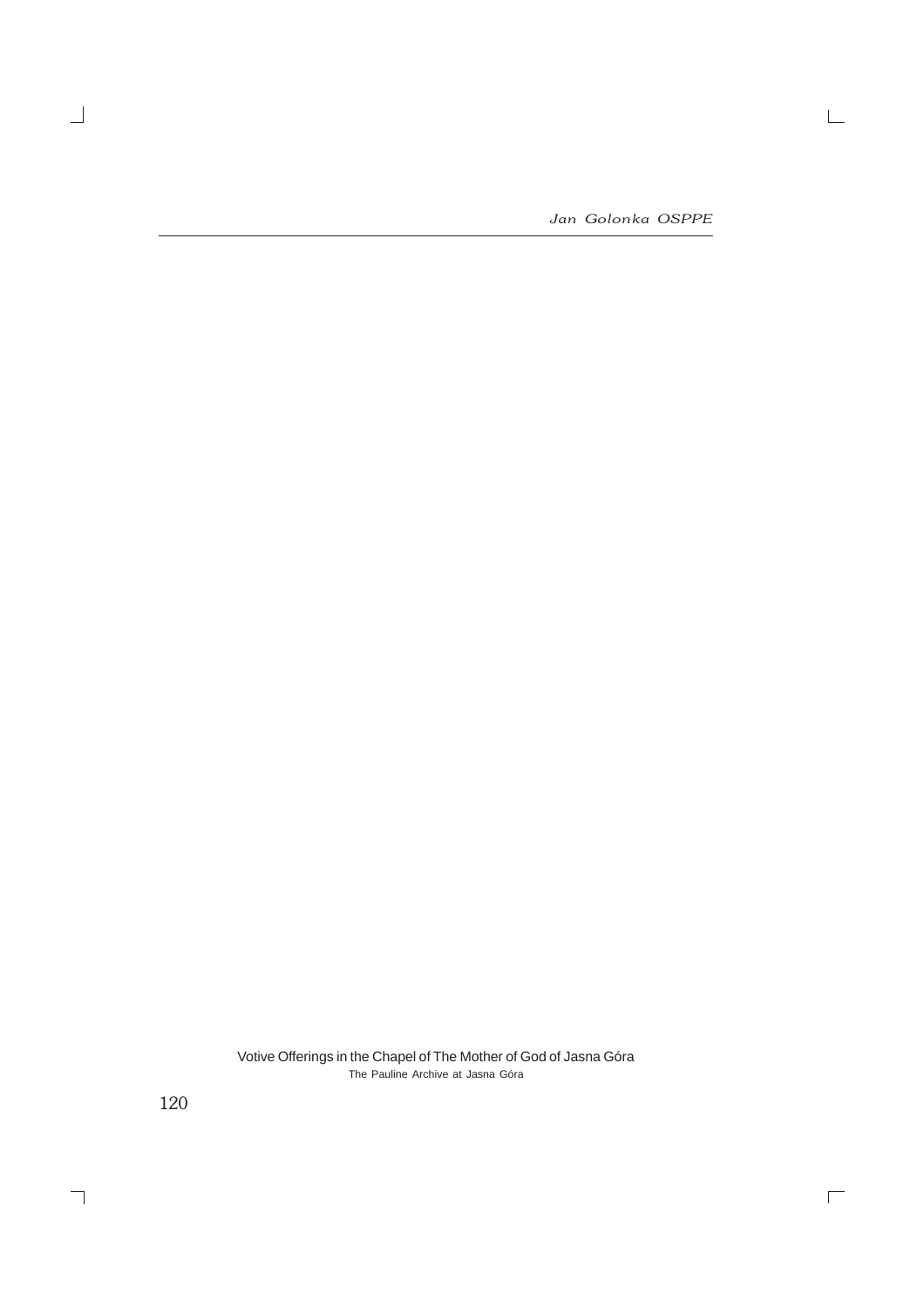Votive Offerings in the Chapel of The Mother of God of Jasna Góra
The Pauline Archive at Jasna Góra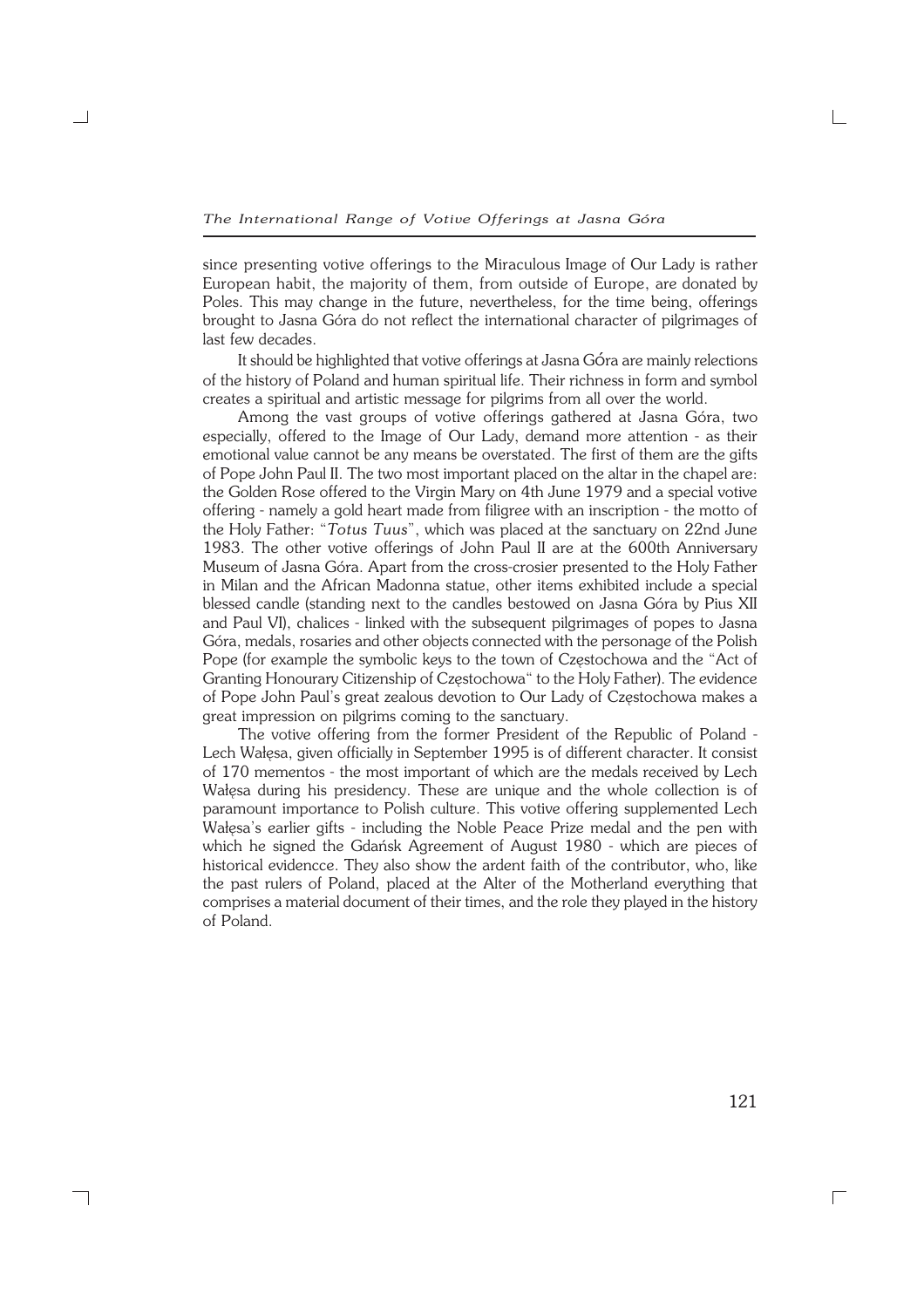since presenting votive offerings to the Miraculous Image of Our Lady is rather European habit, the majority of them, from outside of Europe, are donated by Poles. This may change in the future, nevertheless, for the time being, offerings brought to Jasna Góra do not reflect the international character of pilgrimages of last few decades.

It should be highlighted that votive offerings at Jasna Góra are mainly relections of the history of Poland and human spiritual life. Their richness in form and symbol creates a spiritual and artistic message for pilgrims from all over the world.

Among the vast groups of votive offerings gathered at Jasna Góra, two especially, offered to the Image of Our Lady, demand more attention - as their emotional value cannot be any means be overstated. The first of them are the gifts of Pope John Paul II. The two most important placed on the altar in the chapel are: the Golden Rose offered to the Virgin Mary on 4th June 1979 and a special votive offering - namely a gold heart made from filigree with an inscription - the motto of the Holy Father: "*Totus Tuus*", which was placed at the sanctuary on 22nd June 1983. The other votive offerings of John Paul II are at the 600th Anniversary Museum of Jasna Góra. Apart from the cross-crosier presented to the Holy Father in Milan and the African Madonna statue, other items exhibited include a special blessed candle (standing next to the candles bestowed on Jasna Góra by Pius XII and Paul VI), chalices - linked with the subsequent pilgrimages of popes to Jasna Góra, medals, rosaries and other objects connected with the personage of the Polish Pope (for example the symbolic keys to the town of Częstochowa and the "Act of Granting Honourary Citizenship of Częstochowa" to the Holy Father). The evidence of Pope John Paul's great zealous devotion to Our Lady of Częstochowa makes a great impression on pilgrims coming to the sanctuary.

The votive offering from the former President of the Republic of Poland - Lech Wałęsa, given officially in September 1995 is of different character. It consist of 170 mementos - the most important of which are the medals received by Lech Wałęsa during his presidency. These are unique and the whole collection is of paramount importance to Polish culture. This votive offering supplemented Lech Wałęsa's earlier gifts - including the Noble Peace Prize medal and the pen with which he signed the Gdańsk Agreement of August 1980 - which are pieces of historical evidencce. They also show the ardent faith of the contributor, who, like the past rulers of Poland, placed at the Alter of the Motherland everything that comprises a material document of their times, and the role they played in the history of Poland.